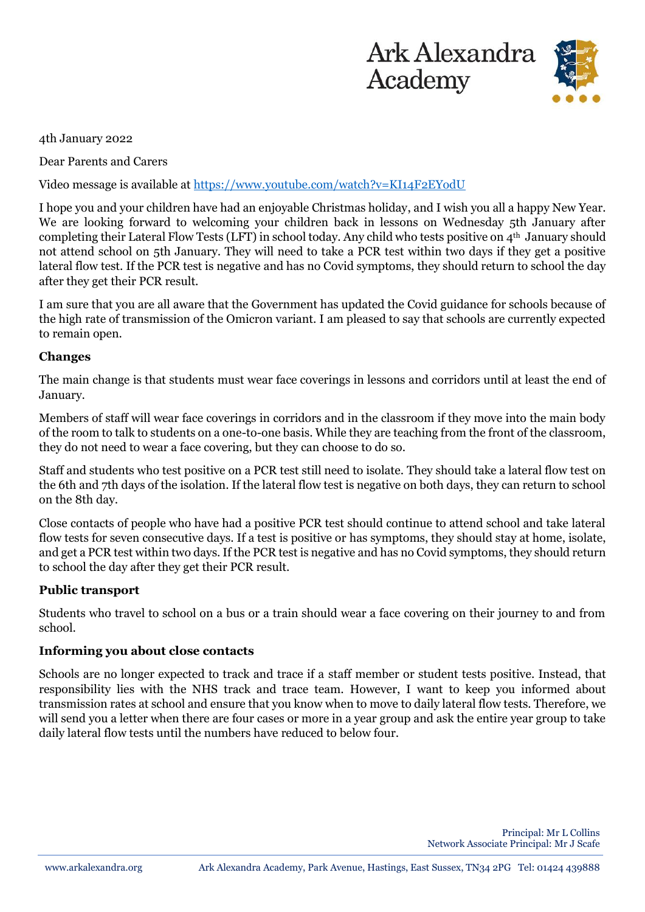Ark Alexandra Academy

4th January 2022

Dear Parents and Carers

Video message is available at [https://www.youtube.com/watch?v=KI14F2EYodU](https://www.youtube.com/watch?v=KI14F2EYodU)

I hope you and your children have had an enjoyable Christmas holiday, and I wish you all a happy New Year. We are looking forward to welcoming your children back in lessons on Wednesday 5th January after completing their Lateral Flow Tests (LFT) in school today. Any child who tests positive on 4th January should not attend school on 5th January. They will need to take a PCR test within two days if they get a positive lateral flow test. If the PCR test is negative and has no Covid symptoms, they should return to school the day after they get their PCR result.

I am sure that you are all aware that the Government has updated the Covid guidance for schools because of the high rate of transmission of the Omicron variant. I am pleased to say that schools are currently expected to remain open.

### Changes

The main change is that students must wear face coverings in lessons and corridors until at least the end of January.

Members of staff will wear face coverings in corridors and in the classroom if they move into the main body of the room to talk to students on a one-to-one basis. While they are teaching from the front of the classroom, they do not need to wear a face covering, but they can choose to do so.

Staff and students who test positive on a PCR test still need to isolate. They should take a lateral flow test on the 6th and 7th days of the isolation. If the lateral flow test is negative on both days, they can return to school on the 8th day.

Close contacts of people who have had a positive PCR test should continue to attend school and take lateral flow tests for seven consecutive days. If a test is positive or has symptoms, they should stay at home, isolate, and get a PCR test within two days. If the PCR test is negative and has no Covid symptoms, they should return to school the day after they get their PCR result.

### Public transport

Students who travel to school on a bus or a train should wear a face covering on their journey to and from school.

### Informing you about close contacts

Schools are no longer expected to track and trace if a staff member or student tests positive. Instead, that responsibility lies with the NHS track and trace team. However, I want to keep you informed about transmission rates at school and ensure that you know when to move to daily lateral flow tests. Therefore, we will send you a letter when there are four cases or more in a year group and ask the entire year group to take daily lateral flow tests until the numbers have reduced to below four.

Principal: Mr L Collins
Network Associate Principal: Mr J Scafe

www.arkalexandra.org Ark Alexandra Academy, Park Avenue, Hastings, East Sussex, TN34 2PG Tel: 01424 439888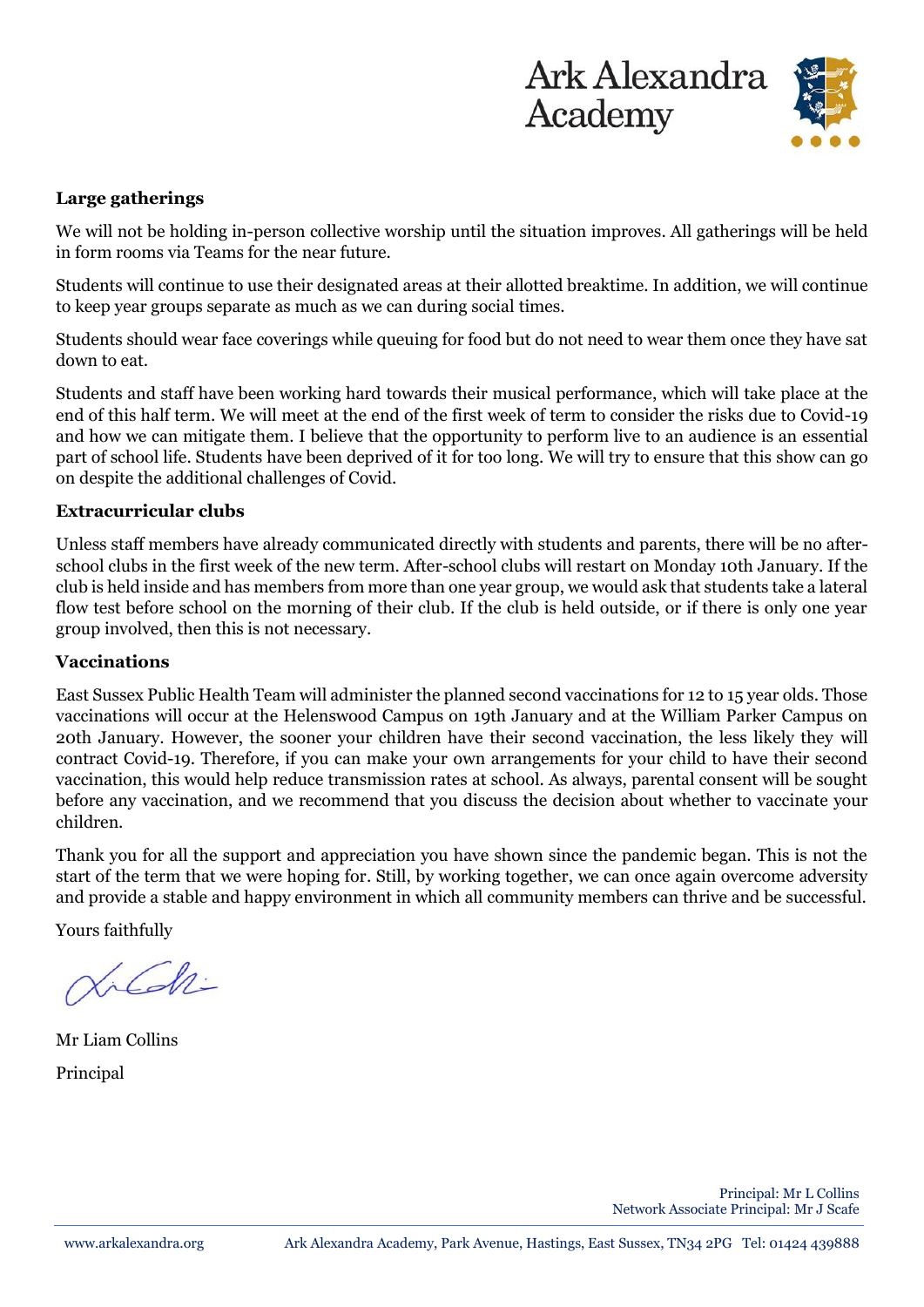### Large gatherings

We will not be holding in-person collective worship until the situation improves. All gatherings will be held in form rooms via Teams for the near future.

Students will continue to use their designated areas at their allotted breaktime. In addition, we will continue to keep year groups separate as much as we can during social times.

Students should wear face coverings while queuing for food but do not need to wear them once they have sat down to eat.

Students and staff have been working hard towards their musical performance, which will take place at the end of this half term. We will meet at the end of the first week of term to consider the risks due to Covid-19 and how we can mitigate them. I believe that the opportunity to perform live to an audience is an essential part of school life. Students have been deprived of it for too long. We will try to ensure that this show can go on despite the additional challenges of Covid.

### Extracurricular clubs

Unless staff members have already communicated directly with students and parents, there will be no after-school clubs in the first week of the new term. After-school clubs will restart on Monday 10th January. If the club is held inside and has members from more than one year group, we would ask that students take a lateral flow test before school on the morning of their club. If the club is held outside, or if there is only one year group involved, then this is not necessary.

### Vaccinations

East Sussex Public Health Team will administer the planned second vaccinations for 12 to 15 year olds. Those vaccinations will occur at the Helenswood Campus on 19th January and at the William Parker Campus on 20th January. However, the sooner your children have their second vaccination, the less likely they will contract Covid-19. Therefore, if you can make your own arrangements for your child to have their second vaccination, this would help reduce transmission rates at school. As always, parental consent will be sought before any vaccination, and we recommend that you discuss the decision about whether to vaccinate your children.

Thank you for all the support and appreciation you have shown since the pandemic began. This is not the start of the term that we were hoping for. Still, by working together, we can once again overcome adversity and provide a stable and happy environment in which all community members can thrive and be successful.

Yours faithfully

Mr Liam Collins

Principal